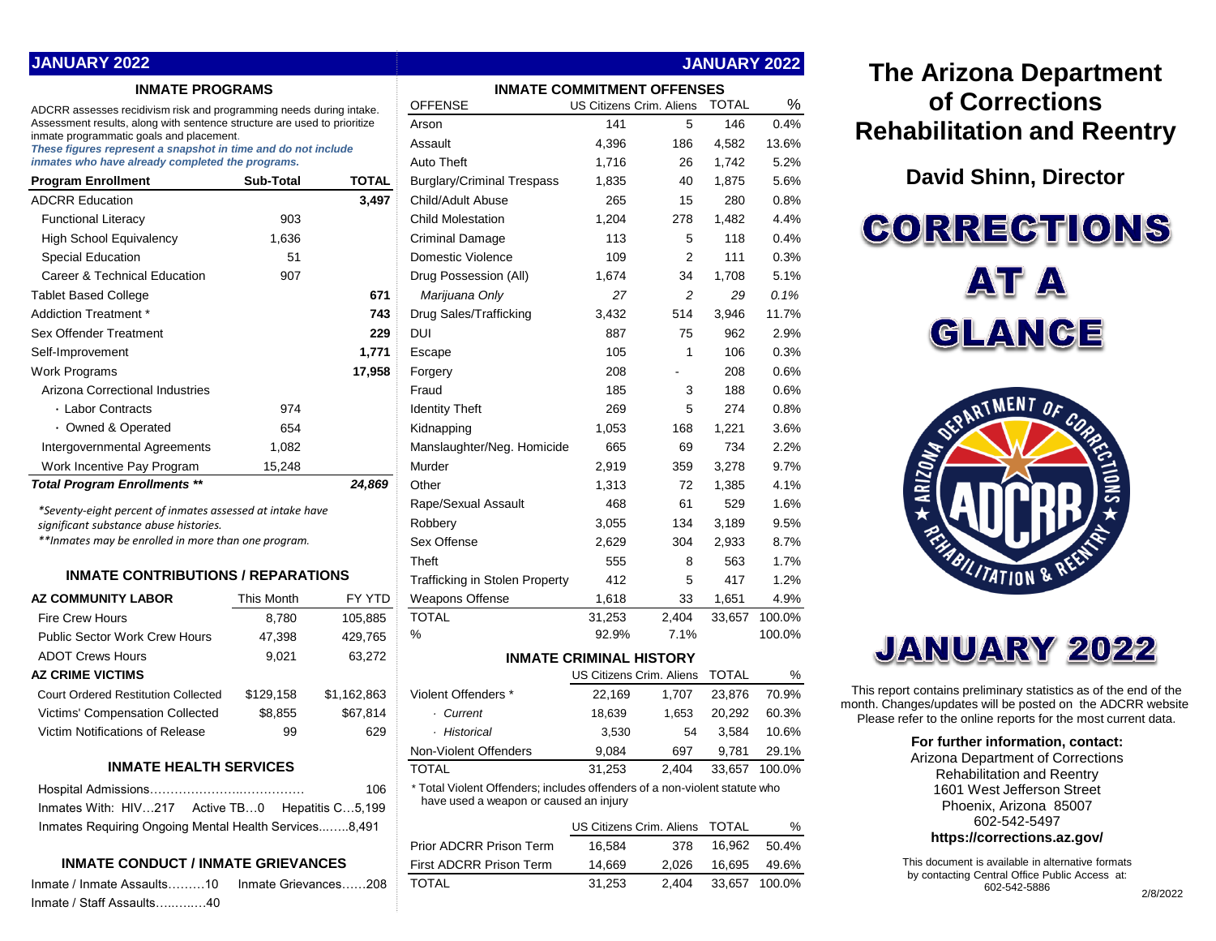## JANUARY 2022

### INMATE PROGRAMS

ADCRR assesses recidivism risk and programming needs during intake. Assessment results, along with sentence structure are used to prioritize inmate programmatic goals and placement.

***These figures represent a snapshot in time and do not include inmates who have already completed the programs.***

| Program Enrollment | Sub-Total | TOTAL |
|---|---|---|
| ADCRR Education | | **3,497** |
| Functional Literacy | 903 | |
| High School Equivalency | 1,636 | |
| Special Education | 51 | |
| Career & Technical Education | 907 | |
| Tablet Based College | | **671** |
| Addiction Treatment * | | **743** |
| Sex Offender Treatment | | **229** |
| Self-Improvement | | **1,771** |
| Work Programs | | **17,958** |
| Arizona Correctional Industries | | |
| · Labor Contracts | 974 | |
| · Owned & Operated | 654 | |
| Intergovernmental Agreements | 1,082 | |
| Work Incentive Pay Program | 15,248 | |
| ***Total Program Enrollments \*\**** | | ***24,869*** |

*\*Seventy-eight percent of inmates assessed at intake have significant substance abuse histories.*

*\*\*Inmates may be enrolled in more than one program.*

### INMATE CONTRIBUTIONS / REPARATIONS

| AZ COMMUNITY LABOR | This Month | FY YTD |
|---|---|---|
| Fire Crew Hours | 8,780 | 105,885 |
| Public Sector Work Crew Hours | 47,398 | 429,765 |
| ADOT Crews Hours | 9,021 | 63,272 |
| **AZ CRIME VICTIMS** | | |
| Court Ordered Restitution Collected | $129,158 | $1,162,863 |
| Victims' Compensation Collected | $8,855 | $67,814 |
| Victim Notifications of Release | 99 | 629 |

### INMATE HEALTH SERVICES

Hospital Admissions………………………………… 106

Inmates With: HIV…217 Active TB…0 Hepatitis C…5,199

Inmates Requiring Ongoing Mental Health Services……..8,491

### INMATE CONDUCT / INMATE GRIEVANCES

Inmate / Inmate Assaults………10 Inmate Grievances……208

Inmate / Staff Assaults………..40

## JANUARY 2022

### INMATE COMMITMENT OFFENSES

| OFFENSE | US Citizens | Crim. Aliens | TOTAL | % |
|---|---|---|---|---|
| Arson | 141 | 5 | 146 | 0.4% |
| Assault | 4,396 | 186 | 4,582 | 13.6% |
| Auto Theft | 1,716 | 26 | 1,742 | 5.2% |
| Burglary/Criminal Trespass | 1,835 | 40 | 1,875 | 5.6% |
| Child/Adult Abuse | 265 | 15 | 280 | 0.8% |
| Child Molestation | 1,204 | 278 | 1,482 | 4.4% |
| Criminal Damage | 113 | 5 | 118 | 0.4% |
| Domestic Violence | 109 | 2 | 111 | 0.3% |
| Drug Possession (All) | 1,674 | 34 | 1,708 | 5.1% |
| *Marijuana Only* | *27* | *2* | *29* | *0.1%* |
| Drug Sales/Trafficking | 3,432 | 514 | 3,946 | 11.7% |
| DUI | 887 | 75 | 962 | 2.9% |
| Escape | 105 | 1 | 106 | 0.3% |
| Forgery | 208 | - | 208 | 0.6% |
| Fraud | 185 | 3 | 188 | 0.6% |
| Identity Theft | 269 | 5 | 274 | 0.8% |
| Kidnapping | 1,053 | 168 | 1,221 | 3.6% |
| Manslaughter/Neg. Homicide | 665 | 69 | 734 | 2.2% |
| Murder | 2,919 | 359 | 3,278 | 9.7% |
| Other | 1,313 | 72 | 1,385 | 4.1% |
| Rape/Sexual Assault | 468 | 61 | 529 | 1.6% |
| Robbery | 3,055 | 134 | 3,189 | 9.5% |
| Sex Offense | 2,629 | 304 | 2,933 | 8.7% |
| Theft | 555 | 8 | 563 | 1.7% |
| Trafficking in Stolen Property | 412 | 5 | 417 | 1.2% |
| Weapons Offense | 1,618 | 33 | 1,651 | 4.9% |
| TOTAL | 31,253 | 2,404 | 33,657 | 100.0% |
| % | 92.9% | 7.1% | | 100.0% |

### INMATE CRIMINAL HISTORY

| | US Citizens | Crim. Aliens | TOTAL | % |
|---|---|---|---|---|
| Violent Offenders * | 22,169 | 1,707 | 23,876 | 70.9% |
| *· Current* | 18,639 | 1,653 | 20,292 | 60.3% |
| *· Historical* | 3,530 | 54 | 3,584 | 10.6% |
| Non-Violent Offenders | 9,084 | 697 | 9,781 | 29.1% |
| TOTAL | 31,253 | 2,404 | 33,657 | 100.0% |

\* Total Violent Offenders; includes offenders of a non-violent statute who have used a weapon or caused an injury

| | US Citizens | Crim. Aliens | TOTAL | % |
|---|---|---|---|---|
| Prior ADCRR Prison Term | 16,584 | 378 | 16,962 | 50.4% |
| First ADCRR Prison Term | 14,669 | 2,026 | 16,695 | 49.6% |
| TOTAL | 31,253 | 2,404 | 33,657 | 100.0% |

# The Arizona Department of Corrections Rehabilitation and Reentry

## David Shinn, Director

# CORRECTIONS AT A GLANCE

# JANUARY 2022

This report contains preliminary statistics as of the end of the month. Changes/updates will be posted on the ADCRR website. Please refer to the online reports for the most current data.

**For further information, contact:**

Arizona Department of Corrections Rehabilitation and Reentry
1601 West Jefferson Street
Phoenix, Arizona 85007
602-542-5497
**https://corrections.az.gov/**

This document is available in alternative formats by contacting Central Office Public Access at: 602-542-5886

2/8/2022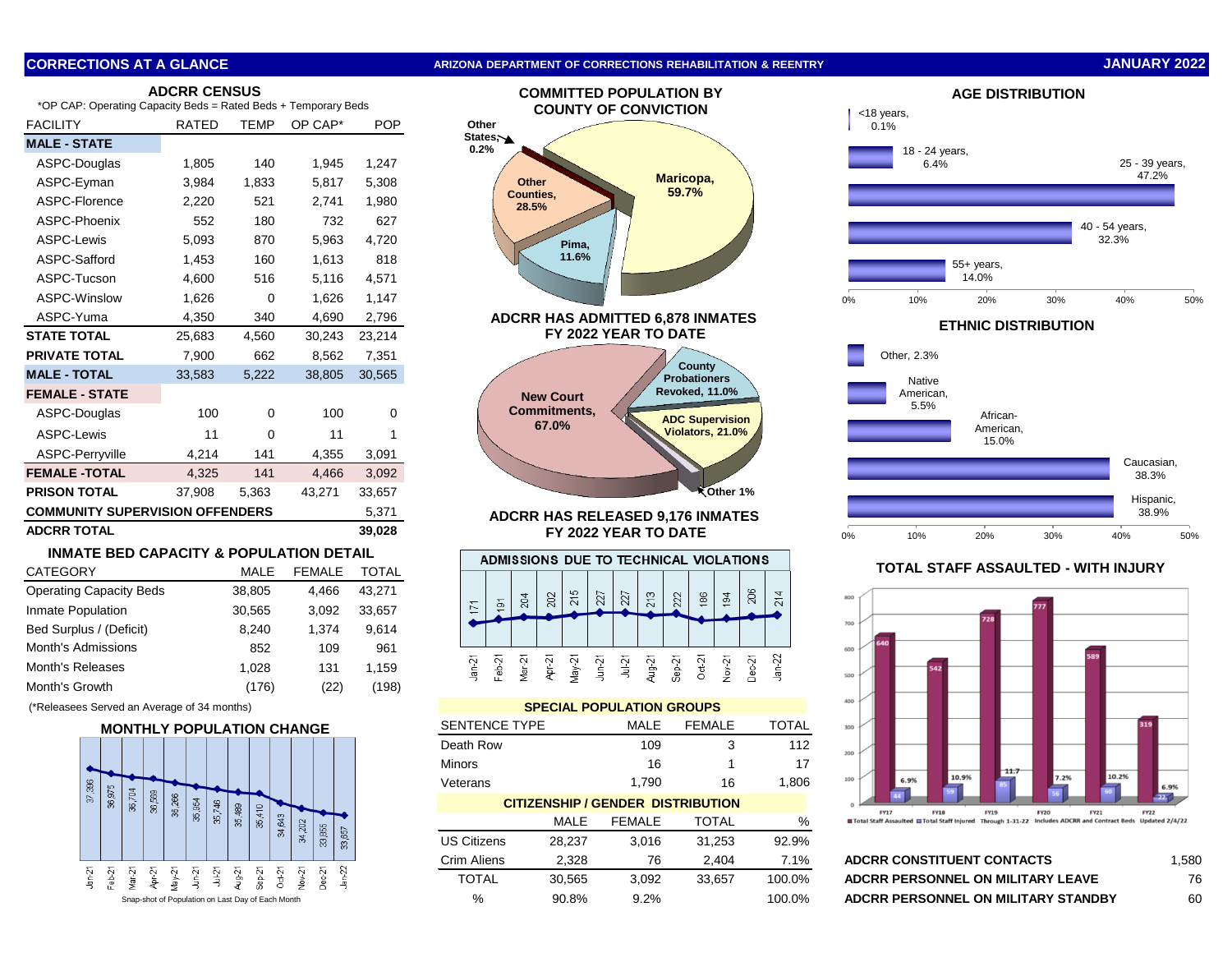**CORRECTIONS AT A GLANCE** — **ARIZONA DEPARTMENT OF CORRECTIONS REHABILITATION & REENTRY** — **JANUARY 2022**

## ADCRR CENSUS

*OP CAP: Operating Capacity Beds = Rated Beds + Temporary Beds

| FACILITY | RATED | TEMP | OP CAP* | POP |
|---|---|---|---|---|
| **MALE - STATE** | | | | |
| ASPC-Douglas | 1,805 | 140 | 1,945 | 1,247 |
| ASPC-Eyman | 3,984 | 1,833 | 5,817 | 5,308 |
| ASPC-Florence | 2,220 | 521 | 2,741 | 1,980 |
| ASPC-Phoenix | 552 | 180 | 732 | 627 |
| ASPC-Lewis | 5,093 | 870 | 5,963 | 4,720 |
| ASPC-Safford | 1,453 | 160 | 1,613 | 818 |
| ASPC-Tucson | 4,600 | 516 | 5,116 | 4,571 |
| ASPC-Winslow | 1,626 | 0 | 1,626 | 1,147 |
| ASPC-Yuma | 4,350 | 340 | 4,690 | 2,796 |
| **STATE TOTAL** | 25,683 | 4,560 | 30,243 | 23,214 |
| **PRIVATE TOTAL** | 7,900 | 662 | 8,562 | 7,351 |
| **MALE - TOTAL** | 33,583 | 5,222 | 38,805 | 30,565 |
| **FEMALE - STATE** | | | | |
| ASPC-Douglas | 100 | 0 | 100 | 0 |
| ASPC-Lewis | 11 | 0 | 11 | 1 |
| ASPC-Perryville | 4,214 | 141 | 4,355 | 3,091 |
| **FEMALE -TOTAL** | 4,325 | 141 | 4,466 | 3,092 |
| **PRISON TOTAL** | 37,908 | 5,363 | 43,271 | 33,657 |
| **COMMUNITY SUPERVISION OFFENDERS** | | | | 5,371 |
| **ADCRR TOTAL** | | | | **39,028** |

## INMATE BED CAPACITY & POPULATION DETAIL

| CATEGORY | MALE | FEMALE | TOTAL |
|---|---|---|---|
| Operating Capacity Beds | 38,805 | 4,466 | 43,271 |
| Inmate Population | 30,565 | 3,092 | 33,657 |
| Bed Surplus / (Deficit) | 8,240 | 1,374 | 9,614 |
| Month's Admissions | 852 | 109 | 961 |
| Month's Releases | 1,028 | 131 | 1,159 |
| Month's Growth | (176) | (22) | (198) |

(*Releasees Served an Average of 34 months)

## MONTHLY POPULATION CHANGE

37,396 36,975 36,704 36,569 36,266 35,954 35,746 35,489 35,410 34,643 34,202 33,855 33,657

Jan-21 Feb-21 Mar-21 Apr-21 May-21 Jun-21 Jul-21 Aug-21 Sep-21 Oct-21 Nov-21 Dec-21 Jan-22

Snap-shot of Population on Last Day of Each Month

## COMMITTED POPULATION BY COUNTY OF CONVICTION

Maricopa, 59.7%
Other Counties, 28.5%
Pima, 11.6%
Other States, 0.2%

## ADCRR HAS ADMITTED 6,878 INMATES FY 2022 YEAR TO DATE

New Court Commitments, 67.0%
County Probationers Revoked, 11.0%
ADC Supervision Violators, 21.0%
Other 1%

## ADCRR HAS RELEASED 9,176 INMATES FY 2022 YEAR TO DATE

### ADMISSIONS DUE TO TECHNICAL VIOLATIONS

171 191 204 202 215 227 227 213 222 186 194 206 214

Jan-21 Feb-21 Mar-21 Apr-21 May-21 Jun-21 Jul-21 Aug-21 Sep-21 Oct-21 Nov-21 Dec-21 Jan-22

## SPECIAL POPULATION GROUPS

| SENTENCE TYPE | MALE | FEMALE | TOTAL |
|---|---|---|---|
| Death Row | 109 | 3 | 112 |
| Minors | 16 | 1 | 17 |
| Veterans | 1,790 | 16 | 1,806 |

## CITIZENSHIP / GENDER DISTRIBUTION

| | MALE | FEMALE | TOTAL | % |
|---|---|---|---|---|
| US Citizens | 28,237 | 3,016 | 31,253 | 92.9% |
| Crim Aliens | 2,328 | 76 | 2,404 | 7.1% |
| TOTAL | 30,565 | 3,092 | 33,657 | 100.0% |
| % | 90.8% | 9.2% | | 100.0% |

## AGE DISTRIBUTION

<18 years, 0.1%
18 - 24 years, 6.4%
25 - 39 years, 47.2%
40 - 54 years, 32.3%
55+ years, 14.0%

0% 10% 20% 30% 40% 50%

## ETHNIC DISTRIBUTION

Other, 2.3%
Native American, 5.5%
African-American, 15.0%
Caucasian, 38.3%
Hispanic, 38.9%

0% 10% 20% 30% 40% 50%

## TOTAL STAFF ASSAULTED - WITH INJURY

640 44 6.9% — FY17
542 59 10.9% — FY18
728 85 11.7 — FY19
777 56 7.2% — FY20
589 60 10.2% — FY21
319 22 6.9% — FY22

Total Staff Assaulted ■ Total Staff Injured Through 1-31-22 Includes ADCRR and Contract Beds Updated 2/4/22

| | |
|---|---|
| **ADCRR CONSTITUENT CONTACTS** | 1,580 |
| **ADCRR PERSONNEL ON MILITARY LEAVE** | 76 |
| **ADCRR PERSONNEL ON MILITARY STANDBY** | 60 |